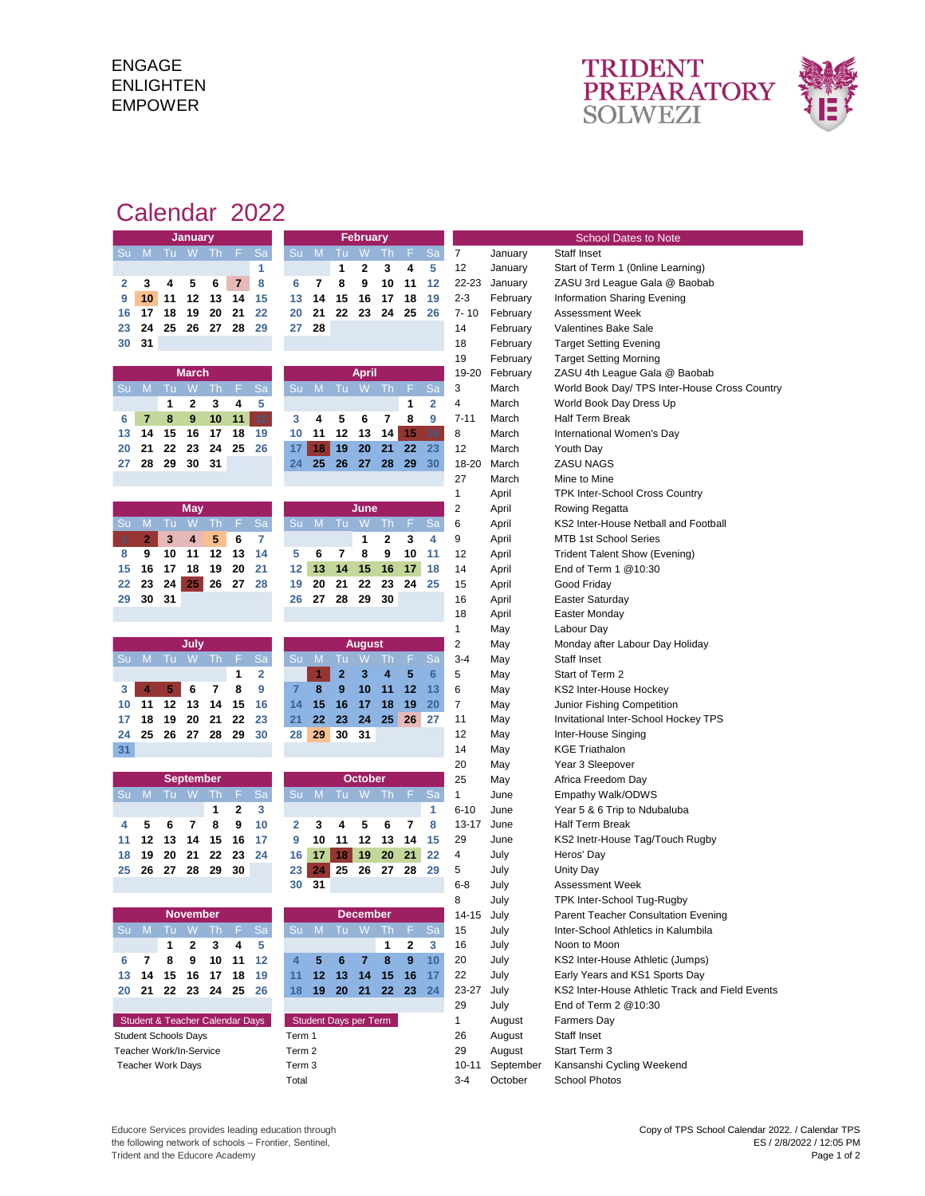ENGAGE
ENLIGHTEN
EMPOWER

TRIDENT PREPARATORY SOLWEZI

# Calendar 2022

## January

| Su | M | Tu | W | Th | F | Sa |
|---|---|---|---|---|---|---|
| | | | | | | 1 |
| 2 | 3 | 4 | 5 | 6 | 7 | 8 |
| 9 | 10 | 11 | 12 | 13 | 14 | 15 |
| 16 | 17 | 18 | 19 | 20 | 21 | 22 |
| 23 | 24 | 25 | 26 | 27 | 28 | 29 |
| 30 | 31 | | | | | |

## February

| Su | M | Tu | W | Th | F | Sa |
|---|---|---|---|---|---|---|
| | | 1 | 2 | 3 | 4 | 5 |
| 6 | 7 | 8 | 9 | 10 | 11 | 12 |
| 13 | 14 | 15 | 16 | 17 | 18 | 19 |
| 20 | 21 | 22 | 23 | 24 | 25 | 26 |
| 27 | 28 | | | | | |

## March

| Su | M | Tu | W | Th | F | Sa |
|---|---|---|---|---|---|---|
| | | 1 | 2 | 3 | 4 | 5 |
| 6 | 7 | 8 | 9 | 10 | 11 | 12 |
| 13 | 14 | 15 | 16 | 17 | 18 | 19 |
| 20 | 21 | 22 | 23 | 24 | 25 | 26 |
| 27 | 28 | 29 | 30 | 31 | | |

## April

| Su | M | Tu | W | Th | F | Sa |
|---|---|---|---|---|---|---|
| | | | | | 1 | 2 |
| 3 | 4 | 5 | 6 | 7 | 8 | 9 |
| 10 | 11 | 12 | 13 | 14 | 15 | 16 |
| 17 | 18 | 19 | 20 | 21 | 22 | 23 |
| 24 | 25 | 26 | 27 | 28 | 29 | 30 |

## May

| Su | M | Tu | W | Th | F | Sa |
|---|---|---|---|---|---|---|
| 1 | 2 | 3 | 4 | 5 | 6 | 7 |
| 8 | 9 | 10 | 11 | 12 | 13 | 14 |
| 15 | 16 | 17 | 18 | 19 | 20 | 21 |
| 22 | 23 | 24 | 25 | 26 | 27 | 28 |
| 29 | 30 | 31 | | | | |

## June

| Su | M | Tu | W | Th | F | Sa |
|---|---|---|---|---|---|---|
| | | | 1 | 2 | 3 | 4 |
| 5 | 6 | 7 | 8 | 9 | 10 | 11 |
| 12 | 13 | 14 | 15 | 16 | 17 | 18 |
| 19 | 20 | 21 | 22 | 23 | 24 | 25 |
| 26 | 27 | 28 | 29 | 30 | | |

## July

| Su | M | Tu | W | Th | F | Sa |
|---|---|---|---|---|---|---|
| | | | | | 1 | 2 |
| 3 | 4 | 5 | 6 | 7 | 8 | 9 |
| 10 | 11 | 12 | 13 | 14 | 15 | 16 |
| 17 | 18 | 19 | 20 | 21 | 22 | 23 |
| 24 | 25 | 26 | 27 | 28 | 29 | 30 |
| 31 | | | | | | |

## August

| Su | M | Tu | W | Th | F | Sa |
|---|---|---|---|---|---|---|
| | 1 | 2 | 3 | 4 | 5 | 6 |
| 7 | 8 | 9 | 10 | 11 | 12 | 13 |
| 14 | 15 | 16 | 17 | 18 | 19 | 20 |
| 21 | 22 | 23 | 24 | 25 | 26 | 27 |
| 28 | 29 | 30 | 31 | | | |

## September

| Su | M | Tu | W | Th | F | Sa |
|---|---|---|---|---|---|---|
| | | | | 1 | 2 | 3 |
| 4 | 5 | 6 | 7 | 8 | 9 | 10 |
| 11 | 12 | 13 | 14 | 15 | 16 | 17 |
| 18 | 19 | 20 | 21 | 22 | 23 | 24 |
| 25 | 26 | 27 | 28 | 29 | 30 | |

## October

| Su | M | Tu | W | Th | F | Sa |
|---|---|---|---|---|---|---|
| | | | | | | 1 |
| 2 | 3 | 4 | 5 | 6 | 7 | 8 |
| 9 | 10 | 11 | 12 | 13 | 14 | 15 |
| 16 | 17 | 18 | 19 | 20 | 21 | 22 |
| 23 | 24 | 25 | 26 | 27 | 28 | 29 |
| 30 | 31 | | | | | |

## November

| Su | M | Tu | W | Th | F | Sa |
|---|---|---|---|---|---|---|
| | | 1 | 2 | 3 | 4 | 5 |
| 6 | 7 | 8 | 9 | 10 | 11 | 12 |
| 13 | 14 | 15 | 16 | 17 | 18 | 19 |
| 20 | 21 | 22 | 23 | 24 | 25 | 26 |

## December

| Su | M | Tu | W | Th | F | Sa |
|---|---|---|---|---|---|---|
| | | | | 1 | 2 | 3 |
| 4 | 5 | 6 | 7 | 8 | 9 | 10 |
| 11 | 12 | 13 | 14 | 15 | 16 | 17 |
| 18 | 19 | 20 | 21 | 22 | 23 | 24 |

## Student & Teacher Calendar Days

| |
|---|
| Student Schools Days |
| Teacher Work/In-Service |
| Teacher Work Days |

## Student Days per Term

| |
|---|
| Term 1 |
| Term 2 |
| Term 3 |
| Total |

## School Dates to Note

| Date | Month | Event |
|---|---|---|
| 7 | January | Staff Inset |
| 12 | January | Start of Term 1 (0nline Learning) |
| 22-23 | January | ZASU 3rd League Gala @ Baobab |
| 2-3 | February | Information Sharing Evening |
| 7- 10 | February | Assessment Week |
| 14 | February | Valentines Bake Sale |
| 18 | February | Target Setting Evening |
| 19 | February | Target Setting Morning |
| 19-20 | February | ZASU 4th League Gala @ Baobab |
| 3 | March | World Book Day/ TPS Inter-House Cross Country |
| 4 | March | World Book Day Dress Up |
| 7-11 | March | Half Term Break |
| 8 | March | International Women's Day |
| 12 | March | Youth Day |
| 18-20 | March | ZASU NAGS |
| 27 | March | Mine to Mine |
| 1 | April | TPK Inter-School Cross Country |
| 2 | April | Rowing Regatta |
| 6 | April | KS2 Inter-House Netball and Football |
| 9 | April | MTB 1st School Series |
| 12 | April | Trident Talent Show (Evening) |
| 14 | April | End of Term 1 @10:30 |
| 15 | April | Good Friday |
| 16 | April | Easter Saturday |
| 18 | April | Easter Monday |
| 1 | May | Labour Day |
| 2 | May | Monday after Labour Day Holiday |
| 3-4 | May | Staff Inset |
| 5 | May | Start of Term 2 |
| 6 | May | KS2 Inter-House Hockey |
| 7 | May | Junior Fishing Competition |
| 11 | May | Invitational Inter-School Hockey TPS |
| 12 | May | Inter-House Singing |
| 14 | May | KGE Triathalon |
| 20 | May | Year 3 Sleepover |
| 25 | May | Africa Freedom Day |
| 1 | June | Empathy Walk/ODWS |
| 6-10 | June | Year 5 & 6 Trip to Ndubaluba |
| 13-17 | June | Half Term Break |
| 29 | June | KS2 Inetr-House Tag/Touch Rugby |
| 4 | July | Heros' Day |
| 5 | July | Unity Day |
| 6-8 | July | Assessment Week |
| 8 | July | TPK Inter-School Tug-Rugby |
| 14-15 | July | Parent Teacher Consultation Evening |
| 15 | July | Inter-School Athletics in Kalumbila |
| 16 | July | Noon to Moon |
| 20 | July | KS2 Inter-House Athletic (Jumps) |
| 22 | July | Early Years and KS1 Sports Day |
| 23-27 | July | KS2 Inter-House Athletic Track and Field Events |
| 29 | July | End of Term 2 @10:30 |
| 1 | August | Farmers Day |
| 26 | August | Staff Inset |
| 29 | August | Start Term 3 |
| 10-11 | September | Kansanshi Cycling Weekend |
| 3-4 | October | School Photos |

Educore Services provides leading education through the following network of schools – Frontier, Sentinel, Trident and the Educore Academy

Copy of TPS School Calendar 2022. / Calendar TPS
ES / 2/8/2022 / 12:05 PM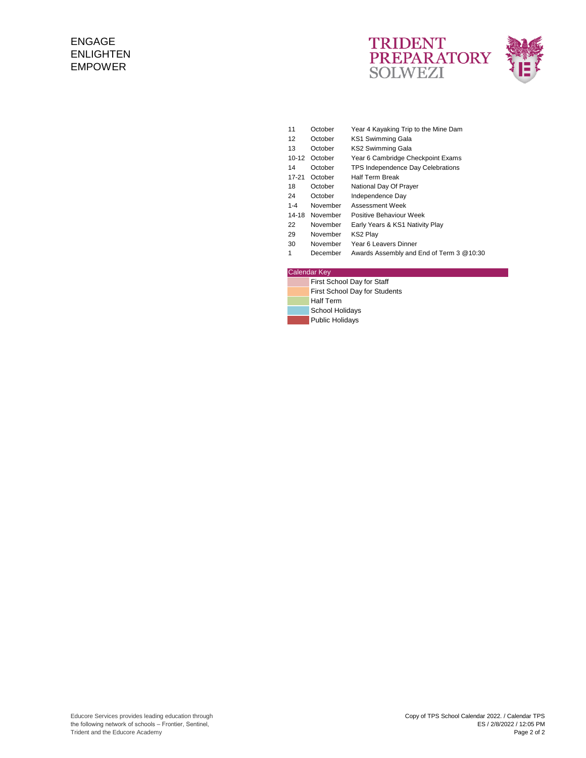ENGAGE
ENLIGHTEN
EMPOWER

TRIDENT PREPARATORY SOLWEZI

| | | |
|---|---|---|
| 11 | October | Year 4 Kayaking Trip to the Mine Dam |
| 12 | October | KS1 Swimming Gala |
| 13 | October | KS2 Swimming Gala |
| 10-12 | October | Year 6 Cambridge Checkpoint Exams |
| 14 | October | TPS Independence Day Celebrations |
| 17-21 | October | Half Term Break |
| 18 | October | National Day Of Prayer |
| 24 | October | Independence Day |
| 1-4 | November | Assessment Week |
| 14-18 | November | Positive Behaviour Week |
| 22 | November | Early Years & KS1 Nativity Play |
| 29 | November | KS2 Play |
| 30 | November | Year 6 Leavers Dinner |
| 1 | December | Awards Assembly and End of Term 3 @10:30 |

**Calendar Key**

- First School Day for Staff
- First School Day for Students
- Half Term
- School Holidays
- Public Holidays

Educore Services provides leading education through the following network of schools – Frontier, Sentinel, Trident and the Educore Academy